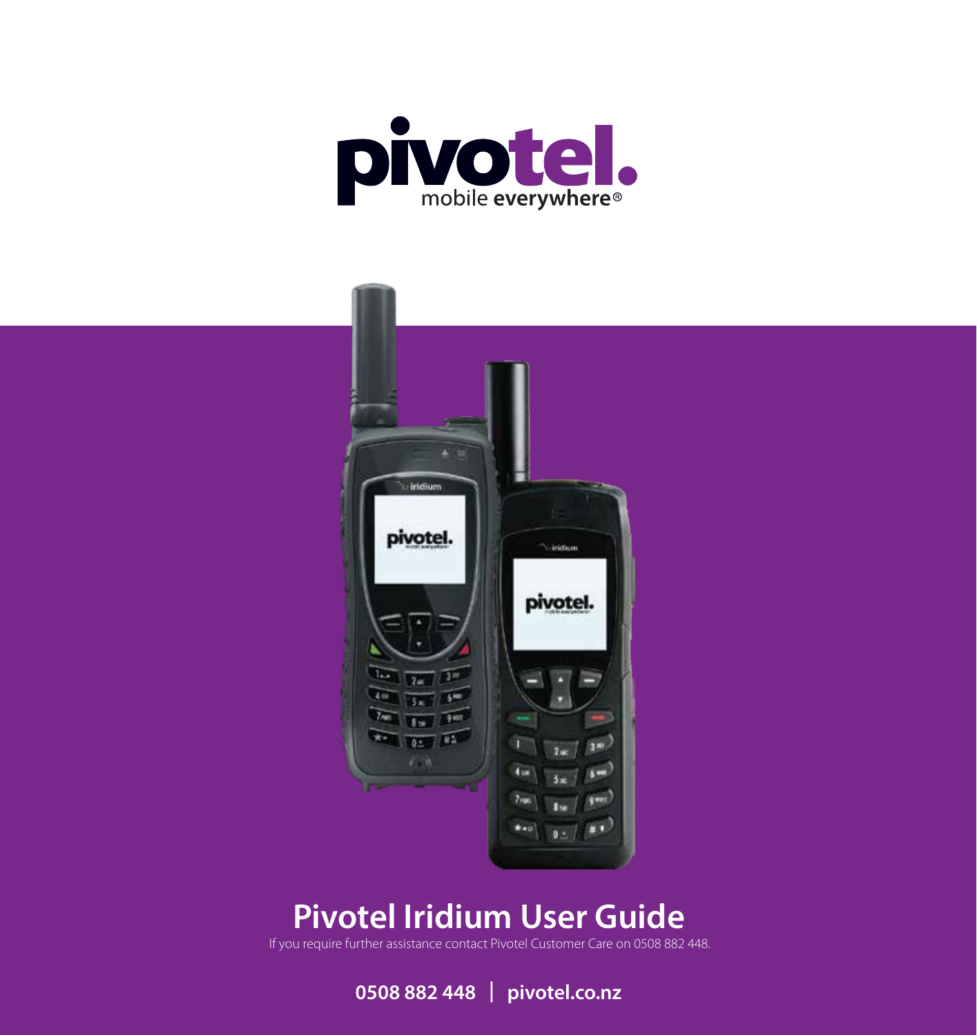# Pivotel Iridium User Guide

If you require further assistance contact Pivotel Customer Care on 0508 882 448.

**0508 882 448 | pivotel.co.nz**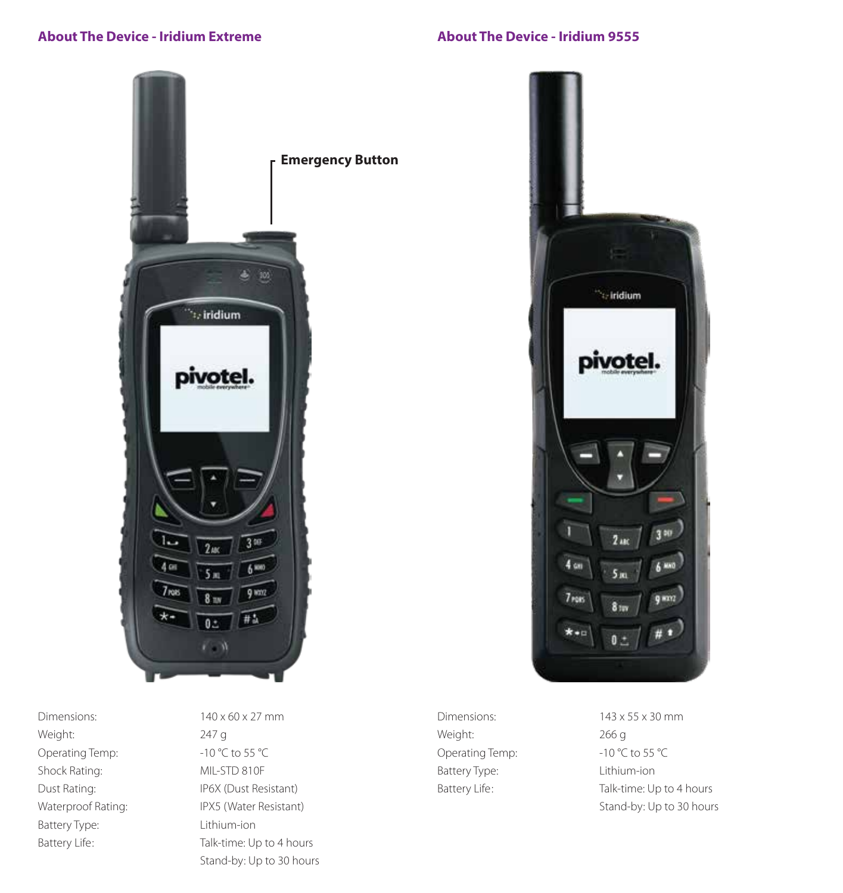## About The Device - Iridium Extreme

Emergency Button

| | |
|---|---|
| Dimensions: | 140 x 60 x 27 mm |
| Weight: | 247 g |
| Operating Temp: | -10 °C to 55 °C |
| Shock Rating: | MIL-STD 810F |
| Dust Rating: | IP6X (Dust Resistant) |
| Waterproof Rating: | IPX5 (Water Resistant) |
| Battery Type: | Lithium-ion |
| Battery Life: | Talk-time: Up to 4 hours<br>Stand-by: Up to 30 hours |

## About The Device - Iridium 9555

| | |
|---|---|
| Dimensions: | 143 x 55 x 30 mm |
| Weight: | 266 g |
| Operating Temp: | -10 °C to 55 °C |
| Battery Type: | Lithium-ion |
| Battery Life: | Talk-time: Up to 4 hours<br>Stand-by: Up to 30 hours |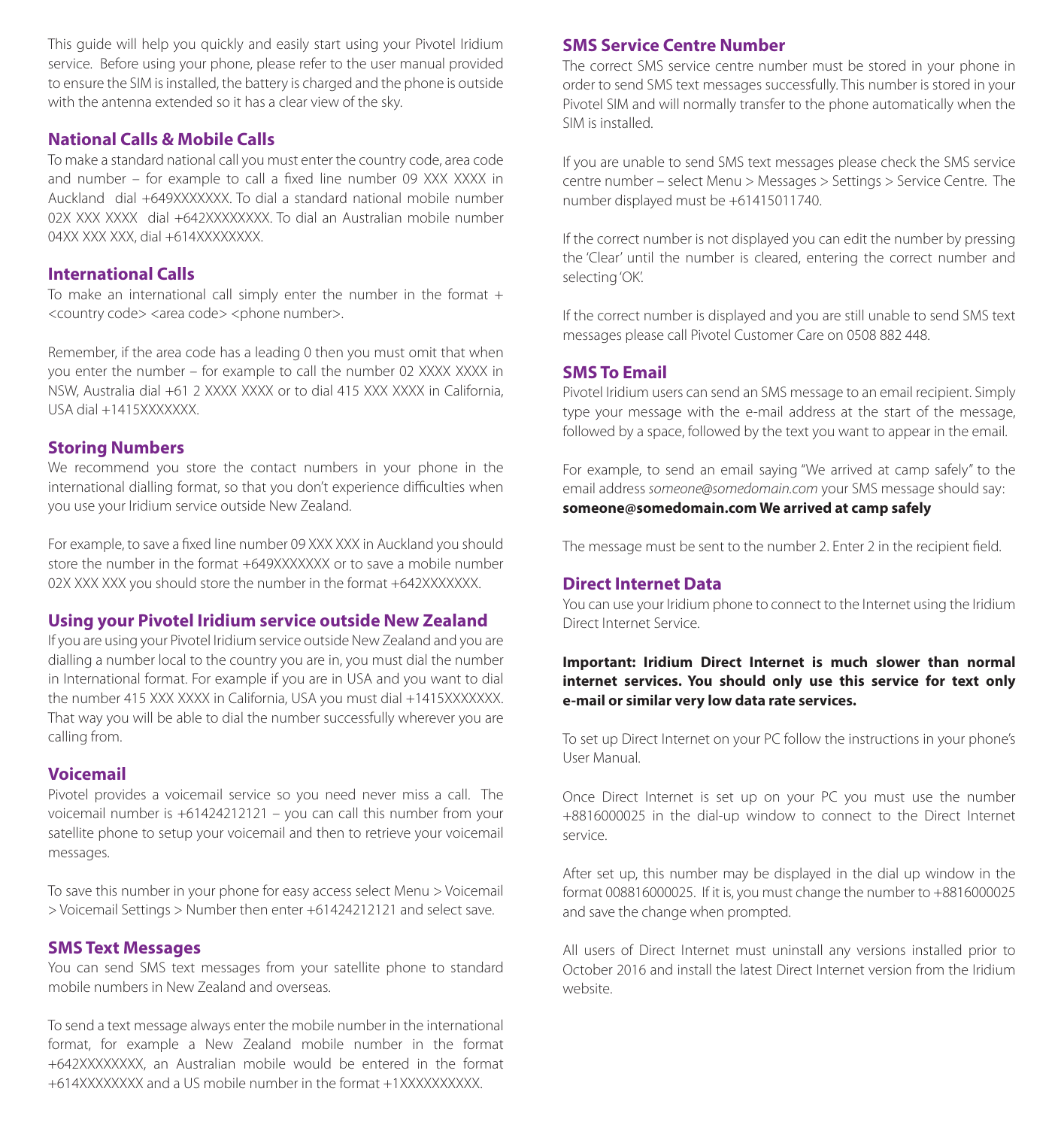This guide will help you quickly and easily start using your Pivotel Iridium service. Before using your phone, please refer to the user manual provided to ensure the SIM is installed, the battery is charged and the phone is outside with the antenna extended so it has a clear view of the sky.

## National Calls & Mobile Calls

To make a standard national call you must enter the country code, area code and number – for example to call a fixed line number 09 XXX XXXX in Auckland dial +649XXXXXXX. To dial a standard national mobile number 02X XXX XXXX dial +642XXXXXXXX. To dial an Australian mobile number 04XX XXX XXX, dial +614XXXXXXXX.

## International Calls

To make an international call simply enter the number in the format + <country code> <area code> <phone number>.

Remember, if the area code has a leading 0 then you must omit that when you enter the number – for example to call the number 02 XXXX XXXX in NSW, Australia dial +61 2 XXXX XXXX or to dial 415 XXX XXXX in California, USA dial +1415XXXXXXX.

## Storing Numbers

We recommend you store the contact numbers in your phone in the international dialling format, so that you don't experience difficulties when you use your Iridium service outside New Zealand.

For example, to save a fixed line number 09 XXX XXX in Auckland you should store the number in the format +649XXXXXXX or to save a mobile number 02X XXX XXX you should store the number in the format +642XXXXXXX.

## Using your Pivotel Iridium service outside New Zealand

If you are using your Pivotel Iridium service outside New Zealand and you are dialling a number local to the country you are in, you must dial the number in International format. For example if you are in USA and you want to dial the number 415 XXX XXXX in California, USA you must dial +1415XXXXXXX. That way you will be able to dial the number successfully wherever you are calling from.

## Voicemail

Pivotel provides a voicemail service so you need never miss a call. The voicemail number is +61424212121 – you can call this number from your satellite phone to setup your voicemail and then to retrieve your voicemail messages.

To save this number in your phone for easy access select Menu > Voicemail > Voicemail Settings > Number then enter +61424212121 and select save.

## SMS Text Messages

You can send SMS text messages from your satellite phone to standard mobile numbers in New Zealand and overseas.

To send a text message always enter the mobile number in the international format, for example a New Zealand mobile number in the format +642XXXXXXXX, an Australian mobile would be entered in the format +614XXXXXXXX and a US mobile number in the format +1XXXXXXXXXX.

## SMS Service Centre Number

The correct SMS service centre number must be stored in your phone in order to send SMS text messages successfully. This number is stored in your Pivotel SIM and will normally transfer to the phone automatically when the SIM is installed.

If you are unable to send SMS text messages please check the SMS service centre number – select Menu > Messages > Settings > Service Centre. The number displayed must be +61415011740.

If the correct number is not displayed you can edit the number by pressing the 'Clear' until the number is cleared, entering the correct number and selecting 'OK'.

If the correct number is displayed and you are still unable to send SMS text messages please call Pivotel Customer Care on 0508 882 448.

## SMS To Email

Pivotel Iridium users can send an SMS message to an email recipient. Simply type your message with the e-mail address at the start of the message, followed by a space, followed by the text you want to appear in the email.

For example, to send an email saying "We arrived at camp safely" to the email address *someone@somedomain.com* your SMS message should say:
**someone@somedomain.com We arrived at camp safely**

The message must be sent to the number 2. Enter 2 in the recipient field.

## Direct Internet Data

You can use your Iridium phone to connect to the Internet using the Iridium Direct Internet Service.

**Important: Iridium Direct Internet is much slower than normal internet services. You should only use this service for text only e-mail or similar very low data rate services.**

To set up Direct Internet on your PC follow the instructions in your phone's User Manual.

Once Direct Internet is set up on your PC you must use the number +8816000025 in the dial-up window to connect to the Direct Internet service.

After set up, this number may be displayed in the dial up window in the format 008816000025. If it is, you must change the number to +8816000025 and save the change when prompted.

All users of Direct Internet must uninstall any versions installed prior to October 2016 and install the latest Direct Internet version from the Iridium website.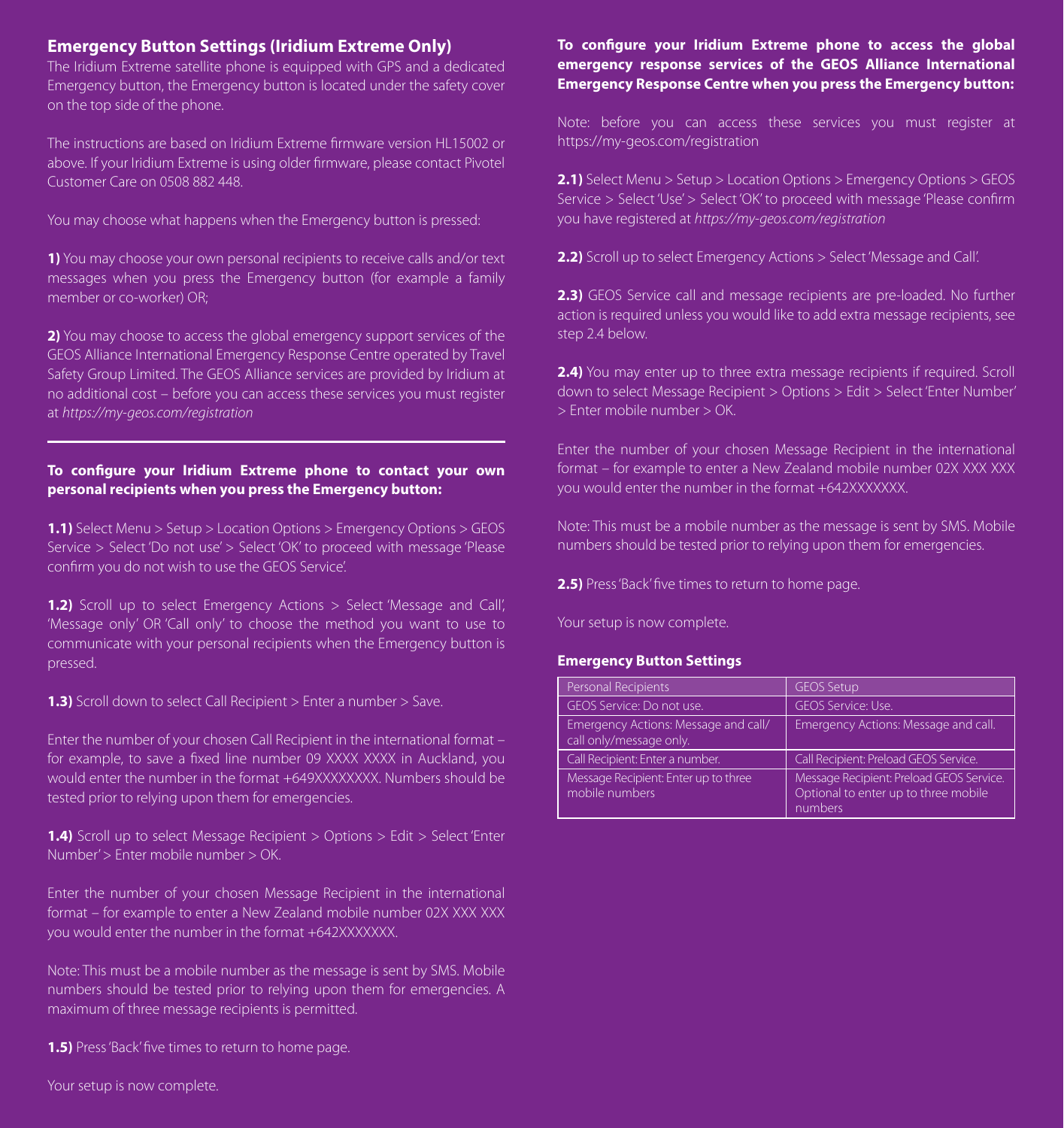## Emergency Button Settings (Iridium Extreme Only)

The Iridium Extreme satellite phone is equipped with GPS and a dedicated Emergency button, the Emergency button is located under the safety cover on the top side of the phone.

The instructions are based on Iridium Extreme firmware version HL15002 or above. If your Iridium Extreme is using older firmware, please contact Pivotel Customer Care on 0508 882 448.

You may choose what happens when the Emergency button is pressed:

**1)** You may choose your own personal recipients to receive calls and/or text messages when you press the Emergency button (for example a family member or co-worker) OR;

**2)** You may choose to access the global emergency support services of the GEOS Alliance International Emergency Response Centre operated by Travel Safety Group Limited. The GEOS Alliance services are provided by Iridium at no additional cost – before you can access these services you must register at *https://my-geos.com/registration*

---

**To configure your Iridium Extreme phone to contact your own personal recipients when you press the Emergency button:**

**1.1)** Select Menu > Setup > Location Options > Emergency Options > GEOS Service > Select 'Do not use' > Select 'OK' to proceed with message 'Please confirm you do not wish to use the GEOS Service'.

**1.2)** Scroll up to select Emergency Actions > Select 'Message and Call', 'Message only' OR 'Call only' to choose the method you want to use to communicate with your personal recipients when the Emergency button is pressed.

**1.3)** Scroll down to select Call Recipient > Enter a number > Save.

Enter the number of your chosen Call Recipient in the international format – for example, to save a fixed line number 09 XXXX XXXX in Auckland, you would enter the number in the format +649XXXXXXXX. Numbers should be tested prior to relying upon them for emergencies.

**1.4)** Scroll up to select Message Recipient > Options > Edit > Select 'Enter Number' > Enter mobile number > OK.

Enter the number of your chosen Message Recipient in the international format – for example to enter a New Zealand mobile number 02X XXX XXX you would enter the number in the format +642XXXXXXX.

Note: This must be a mobile number as the message is sent by SMS. Mobile numbers should be tested prior to relying upon them for emergencies. A maximum of three message recipients is permitted.

**1.5)** Press 'Back' five times to return to home page.

Your setup is now complete.

**To configure your Iridium Extreme phone to access the global emergency response services of the GEOS Alliance International Emergency Response Centre when you press the Emergency button:**

Note: before you can access these services you must register at https://my-geos.com/registration

**2.1)** Select Menu > Setup > Location Options > Emergency Options > GEOS Service > Select 'Use' > Select 'OK' to proceed with message 'Please confirm you have registered at *https://my-geos.com/registration*

**2.2)** Scroll up to select Emergency Actions > Select 'Message and Call'.

**2.3)** GEOS Service call and message recipients are pre-loaded. No further action is required unless you would like to add extra message recipients, see step 2.4 below.

**2.4)** You may enter up to three extra message recipients if required. Scroll down to select Message Recipient > Options > Edit > Select 'Enter Number' > Enter mobile number > OK.

Enter the number of your chosen Message Recipient in the international format – for example to enter a New Zealand mobile number 02X XXX XXX you would enter the number in the format +642XXXXXXX.

Note: This must be a mobile number as the message is sent by SMS. Mobile numbers should be tested prior to relying upon them for emergencies.

**2.5)** Press 'Back' five times to return to home page.

Your setup is now complete.

**Emergency Button Settings**

| Personal Recipients | GEOS Setup |
|---|---|
| GEOS Service: Do not use. | GEOS Service: Use. |
| Emergency Actions: Message and call/ call only/message only. | Emergency Actions: Message and call. |
| Call Recipient: Enter a number. | Call Recipient: Preload GEOS Service. |
| Message Recipient: Enter up to three mobile numbers | Message Recipient: Preload GEOS Service. Optional to enter up to three mobile numbers |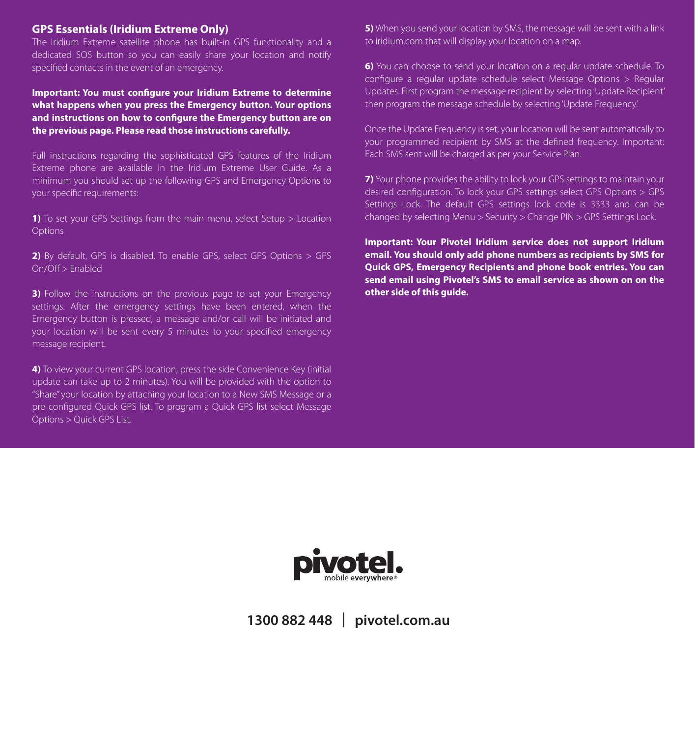## GPS Essentials (Iridium Extreme Only)

The Iridium Extreme satellite phone has built-in GPS functionality and a dedicated SOS button so you can easily share your location and notify specified contacts in the event of an emergency.

**Important: You must configure your Iridium Extreme to determine what happens when you press the Emergency button. Your options and instructions on how to configure the Emergency button are on the previous page. Please read those instructions carefully.**

Full instructions regarding the sophisticated GPS features of the Iridium Extreme phone are available in the Iridium Extreme User Guide. As a minimum you should set up the following GPS and Emergency Options to your specific requirements:

**1)** To set your GPS Settings from the main menu, select Setup > Location Options

**2)** By default, GPS is disabled. To enable GPS, select GPS Options > GPS On/Off > Enabled

**3)** Follow the instructions on the previous page to set your Emergency settings. After the emergency settings have been entered, when the Emergency button is pressed, a message and/or call will be initiated and your location will be sent every 5 minutes to your specified emergency message recipient.

**4)** To view your current GPS location, press the side Convenience Key (initial update can take up to 2 minutes). You will be provided with the option to "Share" your location by attaching your location to a New SMS Message or a pre-configured Quick GPS list. To program a Quick GPS list select Message Options > Quick GPS List.

**5)** When you send your location by SMS, the message will be sent with a link to iridium.com that will display your location on a map.

**6)** You can choose to send your location on a regular update schedule. To configure a regular update schedule select Message Options > Regular Updates. First program the message recipient by selecting 'Update Recipient' then program the message schedule by selecting 'Update Frequency.'

Once the Update Frequency is set, your location will be sent automatically to your programmed recipient by SMS at the defined frequency. Important: Each SMS sent will be charged as per your Service Plan.

**7)** Your phone provides the ability to lock your GPS settings to maintain your desired configuration. To lock your GPS settings select GPS Options > GPS Settings Lock. The default GPS settings lock code is 3333 and can be changed by selecting Menu > Security > Change PIN > GPS Settings Lock.

**Important: Your Pivotel Iridium service does not support Iridium email. You should only add phone numbers as recipients by SMS for Quick GPS, Emergency Recipients and phone book entries. You can send email using Pivotel's SMS to email service as shown on on the other side of this guide.**

pivotel. mobile everywhere®

**1300 882 448 | pivotel.com.au**